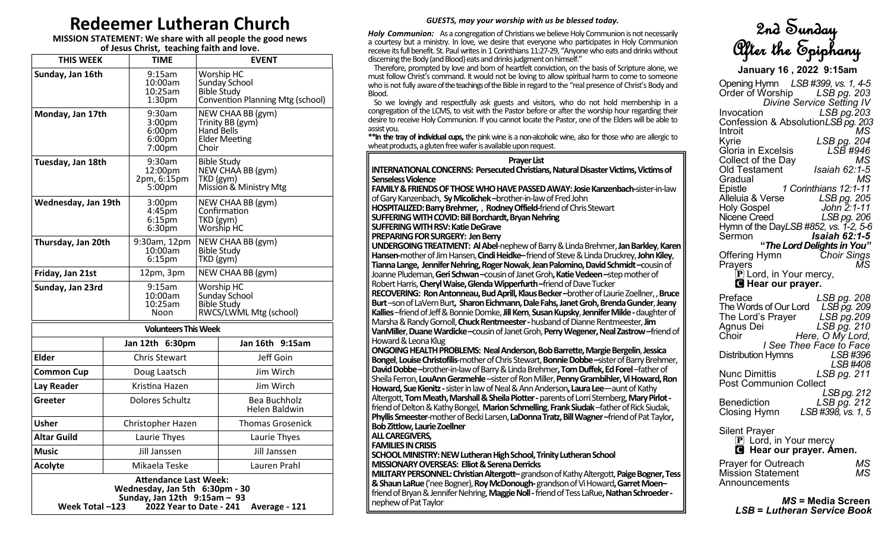# Redeemer Lutheran Church

**MISSION STATEMENT: We share with all people the good news of Jesus Christ, teaching faith and love.**

| THIS WEEK | TIME | EVENT |
|---|---|---|
| Sunday, Jan 16th | 9:15am<br>10:00am<br>10:25am<br>1:30pm | Worship HC<br>Sunday School<br>Bible Study<br>Convention Planning Mtg (school) |
| Monday, Jan 17th | 9:30am<br>3:00pm<br>6:00pm<br>6:00pm<br>7:00pm | NEW CHAA BB (gym)<br>Trinity BB (gym)<br>Hand Bells<br>Elder Meeting<br>Choir |
| Tuesday, Jan 18th | 9:30am<br>12:00pm<br>2pm, 6:15pm<br>5:00pm | Bible Study<br>NEW CHAA BB (gym)<br>TKD (gym)<br>Mission & Ministry Mtg |
| Wednesday, Jan 19th | 3:00pm<br>4:45pm<br>6:15pm<br>6:30pm | NEW CHAA BB (gym)<br>Confirmation<br>TKD (gym)<br>Worship HC |
| Thursday, Jan 20th | 9:30am, 12pm<br>10:00am<br>6:15pm | NEW CHAA BB (gym)<br>Bible Study<br>TKD (gym) |
| Friday, Jan 21st | 12pm, 3pm | NEW CHAA BB (gym) |
| Sunday, Jan 23rd | 9:15am<br>10:00am<br>10:25am<br>Noon | Worship HC<br>Sunday School<br>Bible Study<br>RWCS/LWML Mtg (school) |

**Volunteers This Week**

| | Jan 12th 6:30pm | Jan 16th 9:15am |
|---|---|---|
| Elder | Chris Stewart | Jeff Goin |
| Common Cup | Doug Laatsch | Jim Wirch |
| Lay Reader | Kristina Hazen | Jim Wirch |
| Greeter | Dolores Schultz | Bea Buchholz<br>Helen Baldwin |
| Usher | Christopher Hazen | Thomas Grosenick |
| Altar Guild | Laurie Thyes | Laurie Thyes |
| Music | Jill Janssen | Jill Janssen |
| Acolyte | Mikaela Teske | Lauren Prahl |

**Attendance Last Week:**
**Wednesday, Jan 5th 6:30pm - 30**
**Sunday, Jan 12th 9:15am – 93**
**Week Total –123 2022 Year to Date - 241 Average - 121**

*GUESTS, may your worship with us be blessed today.*

***Holy Communion:*** As a congregation of Christians we believe Holy Communion is not necessarily a courtesy but a ministry. In love, we desire that everyone who participates in Holy Communion receive its full benefit. St. Paul writes in 1 Corinthians 11:27-29, "Anyone who eats and drinks without discerning the Body (and Blood) eats and drinks judgment on himself."

Therefore, prompted by love and born of heartfelt conviction, on the basis of Scripture alone, we must follow Christ's command. It would not be loving to allow spiritual harm to come to someone who is not fully aware of the teachings of the Bible in regard to the "real presence of Christ's Body and Blood.

So we lovingly and respectfully ask guests and visitors, who do not hold membership in a congregation of the LCMS, to visit with the Pastor before or after the worship hour regarding their desire to receive Holy Communion. If you cannot locate the Pastor, one of the Elders will be able to assist you.

****In the tray of individual cups,** the pink wine is a non-alcoholic wine, also for those who are allergic to wheat products, a gluten free wafer is available upon request.

**Prayer List**

**INTERNATIONAL CONCERNS: Persecuted Christians, Natural Disaster Victims, Victims of Senseless Violence**

**FAMILY & FRIENDS OF THOSE WHO HAVE PASSED AWAY: Josie Kanzenbach-**sister-in-law of Gary Kanzenbach, **Sy Micolichek –**brother-in-law of Fred John

**HOSPITALIZED: Barry Brehmer,** , **Rodney Offield-**friend of Chris Stewart

**SUFFERING WITH COVID: Bill Borchardt, Bryan Nehring**

**SUFFERING WITH RSV: Katie DeGrave**

**PREPARING FOR SURGERY: Jen Berry**

**UNDERGOING TREATMENT: Al Abel**-nephew of Barry & Linda Brehmer, **Jan Barkley**, **Karen Hansen-**mother of Jim Hansen, **Cindi Heidke–** friend of Steve & Linda Druckrey, **John Kiley**, **Tianna Lange, Jennifer Nehring, Roger Nowak**, **Jean Palomino, David Schmidt –**cousin of Joanne Pludeman, **Geri Schwan –**cousin of Janet Groh**, Katie Vedeen –**step mother of Robert Harris, **Cheryl Waise, Glenda Wipperfurth –**friend of Dave Tucker

**RECOVERING: Ron Antonneau, Bud Aprill, Klaus Becker –**brother of Laurie Zoellner, , **Bruce Burt** –son of LaVern Burt**, Sharon Eichmann, Dale Fahs, Janet Groh, Brenda Gunder**, **Jeany Kallies** –friend of Jeff & Bonnie Domke, **Jill Kern**, **Susan Kupsky**, **Jennifer Mikle -** daughter of Marsha & Randy Gomoll, **Chuck Rentmeester -** husband of Dianne Rentmeester, **Jim VanMiller**, **Duane Wardicke –**cousin of Janet Groh, **Perry Wegener, Neal Zastrow –**friend of Howard & Leona Klug

**ONGOING HEALTH PROBLEMS: Neal Anderson, Bob Barrette, Margie Bergelin**, **Jessica Bongel**, **Louise Christofilis**-mother of Chris Stewart, **Bonnie Dobbe –**sister of Barry Brehmer, **David Dobbe –**brother-in-law of Barry & Linda Brehmer**, Tom Duffek, Ed Forel** –father of Sheila Ferron, **LouAnn Gerzmehle** –sister of Ron Miller, **Penny Grambihler, Vi Howard, Ron Howard, Sue Kienitz -** sister in law of Neal & Ann Anderson**, Laura Lee**—aunt of Kathy Altergott, **Tom Meath, Marshall & Sheila Piotter -** parents of Lorri Sternberg, **Mary Pirlot -** friend of Delton & Kathy Bongel, **Marion Schmelling**, **Frank Siudak** –father of Rick Siudak, **Phyllis Smeester**-mother of Becki Larsen, **LaDonna Tratz, Bill Wagner –**friend of Pat Taylor**, Bob Zittlow, Laurie Zoellner**

**ALL CAREGIVERS,**

**FAMILIES IN CRISIS**

**SCHOOL MINISTRY: NEW Lutheran High School, Trinity Lutheran School**

**MISSIONARY OVERSEAS: Elliot & Serena Derricks**

**MILITARY PERSONNEL: Christian Altergott–** grandson of Kathy Altergott, **Paige Bogner, Tess & Shaun LaRue** ('nee Bogner), **Roy McDonough-** grandson of Vi Howard**, Garret Moen–** friend of Bryan & Jennifer Nehring, **Maggie Noll -** friend of Tess LaRue**, Nathan Schroeder -** nephew of Pat Taylor

# 2nd Sunday After the Epiphany

**January 16 , 2022 9:15am**

| | |
|---|---|
| Opening Hymn | LSB #399, vs. 1, 4-5 |
| Order of Worship | LSB pg. 203 |
| | *Divine Service Setting IV* |
| Invocation | LSB pg.203 |
| Confession & Absolution | LSB pg. 203 |
| Introit | MS |
| Kyrie | LSB pg. 204 |
| Gloria in Excelsis | LSB #946 |
| Collect of the Day | MS |
| Old Testament | Isaiah 62:1-5 |
| Gradual | MS |
| Epistle | 1 Corinthians 12:1-11 |
| Alleluia & Verse | LSB pg. 205 |
| Holy Gospel | John 2:1-11 |
| Nicene Creed | LSB pg. 206 |
| Hymn of the Day | LSB #852, vs. 1-2, 5-6 |
| Sermon | **Isaiah 62:1-5** |
| | ***"The Lord Delights in You"*** |
| Offering Hymn | Choir Sings |
| Prayers | MS |

P Lord, in your mercy,
**C Hear our prayer.**

| | |
|---|---|
| Preface | LSB pg. 208 |
| The Words of Our Lord | LSB pg. 209 |
| The Lord's Prayer | LSB pg.209 |
| Agnus Dei | LSB pg. 210 |
| Choir | Here, O My Lord, I See Thee Face to Face |
| Distribution Hymns | LSB #396<br>LSB #408 |
| Nunc Dimittis | LSB pg. 211 |
| Post Communion Collect | LSB pg. 212 |
| Benediction | LSB pg. 212 |
| Closing Hymn | LSB #398, vs. 1, 5 |

Silent Prayer
P Lord, in Your mercy
**C Hear our prayer. Amen.**

| | |
|---|---|
| Prayer for Outreach | MS |
| Mission Statement | MS |
| Announcements | |

***MS* = Media Screen**
***LSB = Lutheran Service Book***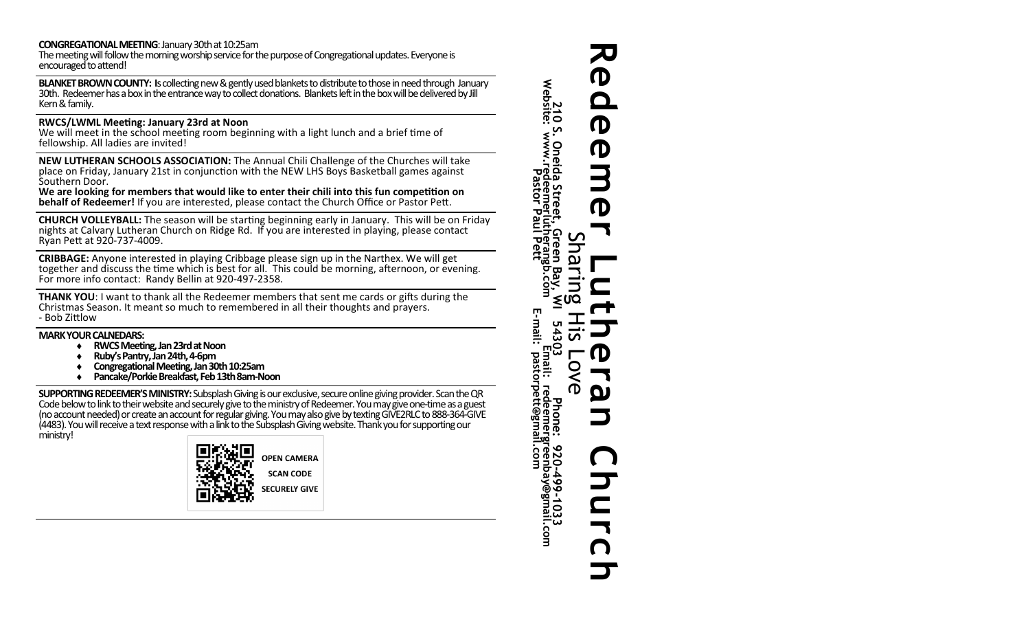**CONGREGATIONAL MEETING**: January 30th at 10:25am
The meeting will follow the morning worship service for the purpose of Congregational updates. Everyone is encouraged to attend!

**BLANKET BROWN COUNTY: I**s collecting new & gently used blankets to distribute to those in need through January 30th. Redeemer has a box in the entrance way to collect donations. Blankets left in the box will be delivered by Jill Kern & family.

**RWCS/LWML Meeting: January 23rd at Noon**
We will meet in the school meeting room beginning with a light lunch and a brief time of fellowship. All ladies are invited!

**NEW LUTHERAN SCHOOLS ASSOCIATION:** The Annual Chili Challenge of the Churches will take place on Friday, January 21st in conjunction with the NEW LHS Boys Basketball games against Southern Door.
**We are looking for members that would like to enter their chili into this fun competition on behalf of Redeemer!** If you are interested, please contact the Church Office or Pastor Pett.

**CHURCH VOLLEYBALL:** The season will be starting beginning early in January. This will be on Friday nights at Calvary Lutheran Church on Ridge Rd. If you are interested in playing, please contact Ryan Pett at 920-737-4009.

**CRIBBAGE:** Anyone interested in playing Cribbage please sign up in the Narthex. We will get together and discuss the time which is best for all. This could be morning, afternoon, or evening. For more info contact: Randy Bellin at 920-497-2358.

**THANK YOU**: I want to thank all the Redeemer members that sent me cards or gifts during the Christmas Season. It meant so much to remembered in all their thoughts and prayers.
- Bob Zittlow

**MARK YOUR CALNEDARS:**

- **RWCS Meeting, Jan 23rd at Noon**
- **Ruby's Pantry, Jan 24th, 4-6pm**
- **Congregational Meeting, Jan 30th 10:25am**
- **Pancake/Porkie Breakfast, Feb 13th 8am-Noon**

**SUPPORTING REDEEMER'S MINISTRY:** Subsplash Giving is our exclusive, secure online giving provider. Scan the QR Code below to link to their website and securely give to the ministry of Redeemer. You may give one-time as a guest (no account needed) or create an account for regular giving. You may also give by texting GIVE2RLC to 888-364-GIVE (4483). You will receive a text response with a link to the Subsplash Giving website. Thank you for supporting our ministry!

**OPEN CAMERA**
**SCAN CODE**
**SECURELY GIVE**

# Redeemer Lutheran Church

Sharing His Love

210 S. Oneida Street, Green Bay, WI 54303 Phone: 920-499-1033
Website: www.redeemerlutherangb.com Email: redeemergreenbay@gmail.com
Pastor Paul Pett E-mail: pastorpett@gmail.com